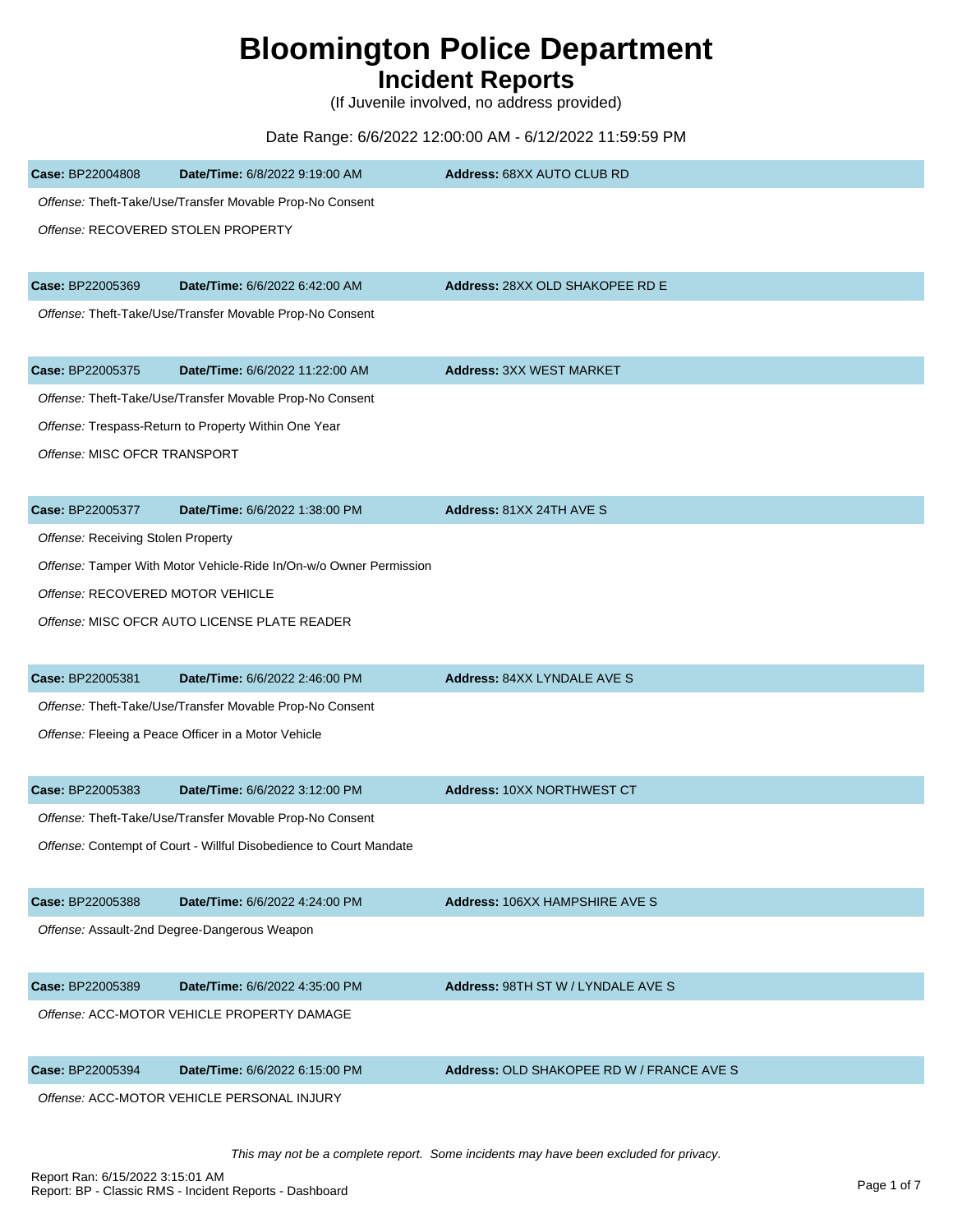# Bloomington Police Department

## Incident Reports

(If Juvenile involved, no address provided)

Date Range: 6/6/2022 12:00:00 AM - 6/12/2022 11:59:59 PM

**Case:** BP22004808 **Date/Time:** 6/8/2022 9:19:00 AM **Address:** 68XX AUTO CLUB RD

*Offense:* Theft-Take/Use/Transfer Movable Prop-No Consent

*Offense:* RECOVERED STOLEN PROPERTY

**Case:** BP22005369 **Date/Time:** 6/6/2022 6:42:00 AM **Address:** 28XX OLD SHAKOPEE RD E

*Offense:* Theft-Take/Use/Transfer Movable Prop-No Consent

**Case:** BP22005375 **Date/Time:** 6/6/2022 11:22:00 AM **Address:** 3XX WEST MARKET

*Offense:* Theft-Take/Use/Transfer Movable Prop-No Consent

*Offense:* Trespass-Return to Property Within One Year

*Offense:* MISC OFCR TRANSPORT

**Case:** BP22005377 **Date/Time:** 6/6/2022 1:38:00 PM **Address:** 81XX 24TH AVE S

*Offense:* Receiving Stolen Property

*Offense:* Tamper With Motor Vehicle-Ride In/On-w/o Owner Permission

*Offense:* RECOVERED MOTOR VEHICLE

*Offense:* MISC OFCR AUTO LICENSE PLATE READER

**Case:** BP22005381 **Date/Time:** 6/6/2022 2:46:00 PM **Address:** 84XX LYNDALE AVE S

*Offense:* Theft-Take/Use/Transfer Movable Prop-No Consent

*Offense:* Fleeing a Peace Officer in a Motor Vehicle

**Case:** BP22005383 **Date/Time:** 6/6/2022 3:12:00 PM **Address:** 10XX NORTHWEST CT

*Offense:* Theft-Take/Use/Transfer Movable Prop-No Consent

*Offense:* Contempt of Court - Willful Disobedience to Court Mandate

**Case:** BP22005388 **Date/Time:** 6/6/2022 4:24:00 PM **Address:** 106XX HAMPSHIRE AVE S

*Offense:* Assault-2nd Degree-Dangerous Weapon

**Case:** BP22005389 **Date/Time:** 6/6/2022 4:35:00 PM **Address:** 98TH ST W / LYNDALE AVE S

*Offense:* ACC-MOTOR VEHICLE PROPERTY DAMAGE

**Case:** BP22005394 **Date/Time:** 6/6/2022 6:15:00 PM **Address:** OLD SHAKOPEE RD W / FRANCE AVE S

*Offense:* ACC-MOTOR VEHICLE PERSONAL INJURY

*This may not be a complete report. Some incidents may have been excluded for privacy.*

Report Ran: 6/15/2022 3:15:01 AM
Report: BP - Classic RMS - Incident Reports - Dashboard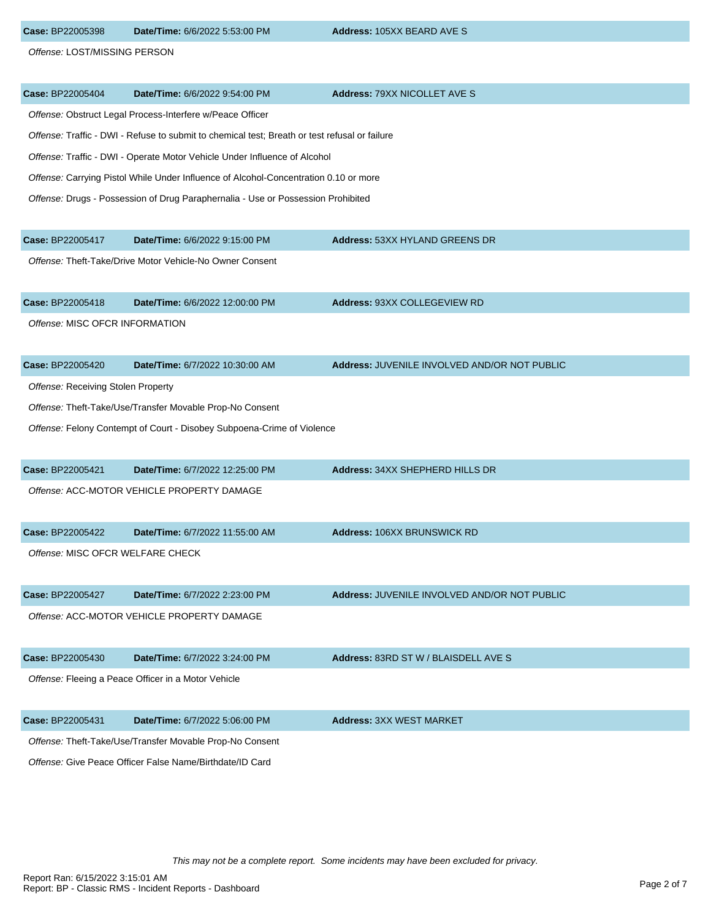**Case:** BP22005398 **Date/Time:** 6/6/2022 5:53:00 PM **Address:** 105XX BEARD AVE S

*Offense:* LOST/MISSING PERSON

**Case:** BP22005404 **Date/Time:** 6/6/2022 9:54:00 PM **Address:** 79XX NICOLLET AVE S

*Offense:* Obstruct Legal Process-Interfere w/Peace Officer

*Offense:* Traffic - DWI - Refuse to submit to chemical test; Breath or test refusal or failure

*Offense:* Traffic - DWI - Operate Motor Vehicle Under Influence of Alcohol

*Offense:* Carrying Pistol While Under Influence of Alcohol-Concentration 0.10 or more

*Offense:* Drugs - Possession of Drug Paraphernalia - Use or Possession Prohibited

**Case:** BP22005417 **Date/Time:** 6/6/2022 9:15:00 PM **Address:** 53XX HYLAND GREENS DR

*Offense:* Theft-Take/Drive Motor Vehicle-No Owner Consent

**Case:** BP22005418 **Date/Time:** 6/6/2022 12:00:00 PM **Address:** 93XX COLLEGEVIEW RD

*Offense:* MISC OFCR INFORMATION

**Case:** BP22005420 **Date/Time:** 6/7/2022 10:30:00 AM **Address:** JUVENILE INVOLVED AND/OR NOT PUBLIC

*Offense:* Receiving Stolen Property

*Offense:* Theft-Take/Use/Transfer Movable Prop-No Consent

*Offense:* Felony Contempt of Court - Disobey Subpoena-Crime of Violence

**Case:** BP22005421 **Date/Time:** 6/7/2022 12:25:00 PM **Address:** 34XX SHEPHERD HILLS DR

*Offense:* ACC-MOTOR VEHICLE PROPERTY DAMAGE

**Case:** BP22005422 **Date/Time:** 6/7/2022 11:55:00 AM **Address:** 106XX BRUNSWICK RD

*Offense:* MISC OFCR WELFARE CHECK

**Case:** BP22005427 **Date/Time:** 6/7/2022 2:23:00 PM **Address:** JUVENILE INVOLVED AND/OR NOT PUBLIC

*Offense:* ACC-MOTOR VEHICLE PROPERTY DAMAGE

**Case:** BP22005430 **Date/Time:** 6/7/2022 3:24:00 PM **Address:** 83RD ST W / BLAISDELL AVE S

*Offense:* Fleeing a Peace Officer in a Motor Vehicle

**Case:** BP22005431 **Date/Time:** 6/7/2022 5:06:00 PM **Address:** 3XX WEST MARKET

*Offense:* Theft-Take/Use/Transfer Movable Prop-No Consent

*Offense:* Give Peace Officer False Name/Birthdate/ID Card

*This may not be a complete report. Some incidents may have been excluded for privacy.*

Report Ran: 6/15/2022 3:15:01 AM
Report: BP - Classic RMS - Incident Reports - Dashboard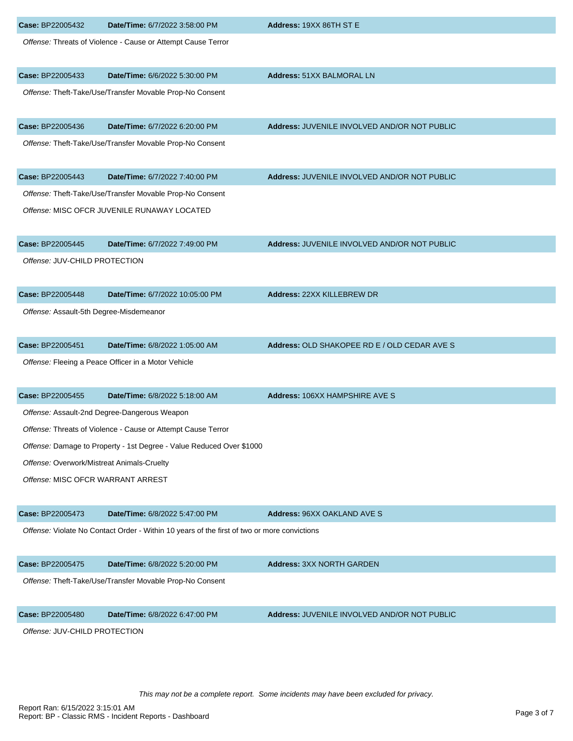**Case:** BP22005432 **Date/Time:** 6/7/2022 3:58:00 PM **Address:** 19XX 86TH ST E

*Offense:* Threats of Violence - Cause or Attempt Cause Terror

**Case:** BP22005433 **Date/Time:** 6/6/2022 5:30:00 PM **Address:** 51XX BALMORAL LN

*Offense:* Theft-Take/Use/Transfer Movable Prop-No Consent

**Case:** BP22005436 **Date/Time:** 6/7/2022 6:20:00 PM **Address:** JUVENILE INVOLVED AND/OR NOT PUBLIC

*Offense:* Theft-Take/Use/Transfer Movable Prop-No Consent

**Case:** BP22005443 **Date/Time:** 6/7/2022 7:40:00 PM **Address:** JUVENILE INVOLVED AND/OR NOT PUBLIC

*Offense:* Theft-Take/Use/Transfer Movable Prop-No Consent

*Offense:* MISC OFCR JUVENILE RUNAWAY LOCATED

**Case:** BP22005445 **Date/Time:** 6/7/2022 7:49:00 PM **Address:** JUVENILE INVOLVED AND/OR NOT PUBLIC

*Offense:* JUV-CHILD PROTECTION

**Case:** BP22005448 **Date/Time:** 6/7/2022 10:05:00 PM **Address:** 22XX KILLEBREW DR

*Offense:* Assault-5th Degree-Misdemeanor

**Case:** BP22005451 **Date/Time:** 6/8/2022 1:05:00 AM **Address:** OLD SHAKOPEE RD E / OLD CEDAR AVE S

*Offense:* Fleeing a Peace Officer in a Motor Vehicle

**Case:** BP22005455 **Date/Time:** 6/8/2022 5:18:00 AM **Address:** 106XX HAMPSHIRE AVE S

*Offense:* Assault-2nd Degree-Dangerous Weapon

*Offense:* Threats of Violence - Cause or Attempt Cause Terror

*Offense:* Damage to Property - 1st Degree - Value Reduced Over $1000

*Offense:* Overwork/Mistreat Animals-Cruelty

*Offense:* MISC OFCR WARRANT ARREST

**Case:** BP22005473 **Date/Time:** 6/8/2022 5:47:00 PM **Address:** 96XX OAKLAND AVE S

*Offense:* Violate No Contact Order - Within 10 years of the first of two or more convictions

**Case:** BP22005475 **Date/Time:** 6/8/2022 5:20:00 PM **Address:** 3XX NORTH GARDEN

*Offense:* Theft-Take/Use/Transfer Movable Prop-No Consent

**Case:** BP22005480 **Date/Time:** 6/8/2022 6:47:00 PM **Address:** JUVENILE INVOLVED AND/OR NOT PUBLIC

*Offense:* JUV-CHILD PROTECTION

*This may not be a complete report. Some incidents may have been excluded for privacy.*

Report Ran: 6/15/2022 3:15:01 AM
Report: BP - Classic RMS - Incident Reports - Dashboard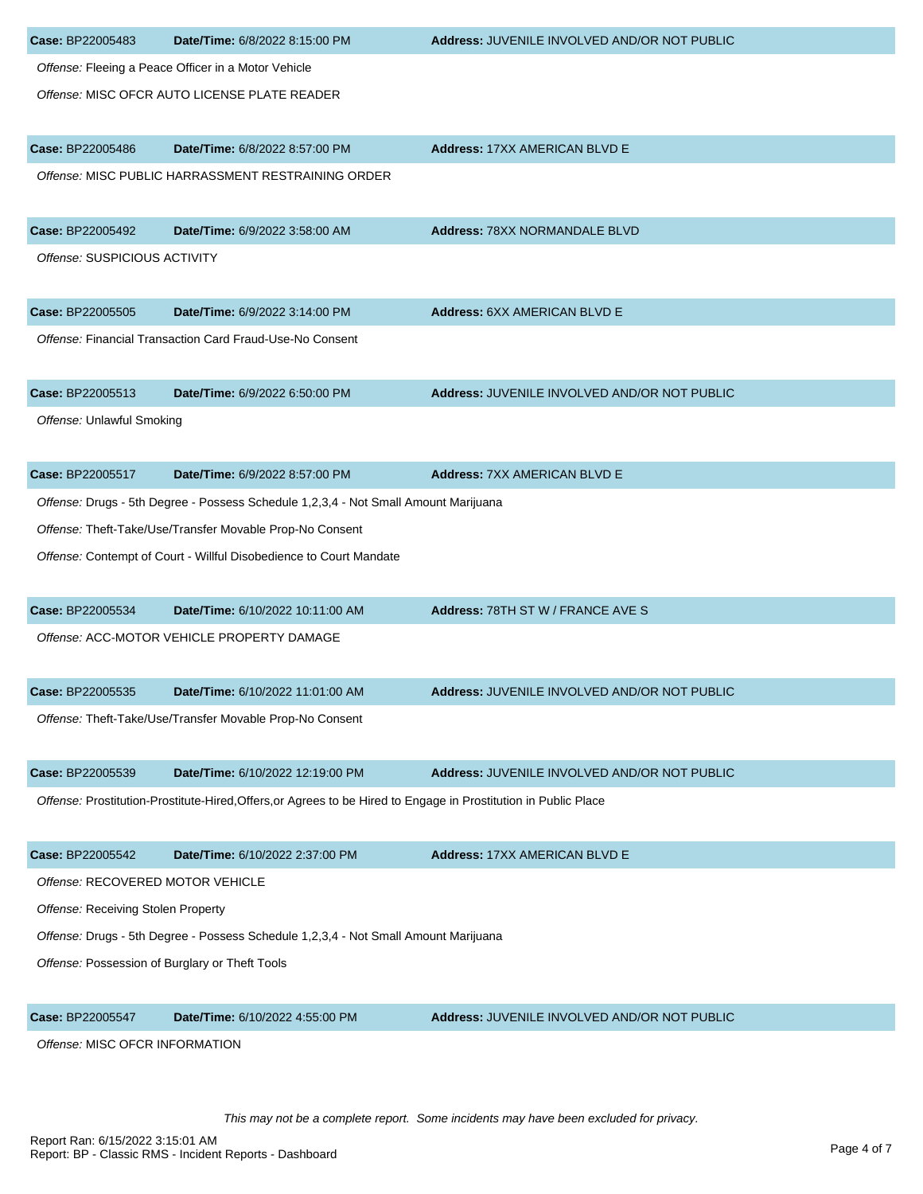**Case:** BP22005483 **Date/Time:** 6/8/2022 8:15:00 PM **Address:** JUVENILE INVOLVED AND/OR NOT PUBLIC

*Offense:* Fleeing a Peace Officer in a Motor Vehicle

*Offense:* MISC OFCR AUTO LICENSE PLATE READER

**Case:** BP22005486 **Date/Time:** 6/8/2022 8:57:00 PM **Address:** 17XX AMERICAN BLVD E

*Offense:* MISC PUBLIC HARRASSMENT RESTRAINING ORDER

**Case:** BP22005492 **Date/Time:** 6/9/2022 3:58:00 AM **Address:** 78XX NORMANDALE BLVD

*Offense:* SUSPICIOUS ACTIVITY

**Case:** BP22005505 **Date/Time:** 6/9/2022 3:14:00 PM **Address:** 6XX AMERICAN BLVD E

*Offense:* Financial Transaction Card Fraud-Use-No Consent

**Case:** BP22005513 **Date/Time:** 6/9/2022 6:50:00 PM **Address:** JUVENILE INVOLVED AND/OR NOT PUBLIC

*Offense:* Unlawful Smoking

**Case:** BP22005517 **Date/Time:** 6/9/2022 8:57:00 PM **Address:** 7XX AMERICAN BLVD E

*Offense:* Drugs - 5th Degree - Possess Schedule 1,2,3,4 - Not Small Amount Marijuana

*Offense:* Theft-Take/Use/Transfer Movable Prop-No Consent

*Offense:* Contempt of Court - Willful Disobedience to Court Mandate

**Case:** BP22005534 **Date/Time:** 6/10/2022 10:11:00 AM **Address:** 78TH ST W / FRANCE AVE S

*Offense:* ACC-MOTOR VEHICLE PROPERTY DAMAGE

**Case:** BP22005535 **Date/Time:** 6/10/2022 11:01:00 AM **Address:** JUVENILE INVOLVED AND/OR NOT PUBLIC

*Offense:* Theft-Take/Use/Transfer Movable Prop-No Consent

**Case:** BP22005539 **Date/Time:** 6/10/2022 12:19:00 PM **Address:** JUVENILE INVOLVED AND/OR NOT PUBLIC

*Offense:* Prostitution-Prostitute-Hired,Offers,or Agrees to be Hired to Engage in Prostitution in Public Place

**Case:** BP22005542 **Date/Time:** 6/10/2022 2:37:00 PM **Address:** 17XX AMERICAN BLVD E

*Offense:* RECOVERED MOTOR VEHICLE

*Offense:* Receiving Stolen Property

*Offense:* Drugs - 5th Degree - Possess Schedule 1,2,3,4 - Not Small Amount Marijuana

*Offense:* Possession of Burglary or Theft Tools

**Case:** BP22005547 **Date/Time:** 6/10/2022 4:55:00 PM **Address:** JUVENILE INVOLVED AND/OR NOT PUBLIC

*Offense:* MISC OFCR INFORMATION

*This may not be a complete report. Some incidents may have been excluded for privacy.*

Report Ran: 6/15/2022 3:15:01 AM
Report: BP - Classic RMS - Incident Reports - Dashboard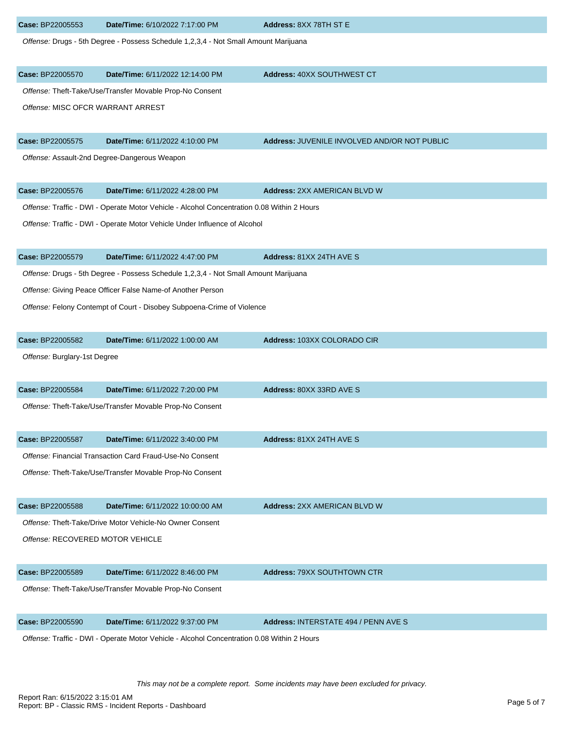**Case:** BP22005553 **Date/Time:** 6/10/2022 7:17:00 PM **Address:** 8XX 78TH ST E

*Offense:* Drugs - 5th Degree - Possess Schedule 1,2,3,4 - Not Small Amount Marijuana

**Case:** BP22005570 **Date/Time:** 6/11/2022 12:14:00 PM **Address:** 40XX SOUTHWEST CT

*Offense:* Theft-Take/Use/Transfer Movable Prop-No Consent

*Offense:* MISC OFCR WARRANT ARREST

**Case:** BP22005575 **Date/Time:** 6/11/2022 4:10:00 PM **Address:** JUVENILE INVOLVED AND/OR NOT PUBLIC

*Offense:* Assault-2nd Degree-Dangerous Weapon

**Case:** BP22005576 **Date/Time:** 6/11/2022 4:28:00 PM **Address:** 2XX AMERICAN BLVD W

*Offense:* Traffic - DWI - Operate Motor Vehicle - Alcohol Concentration 0.08 Within 2 Hours

*Offense:* Traffic - DWI - Operate Motor Vehicle Under Influence of Alcohol

**Case:** BP22005579 **Date/Time:** 6/11/2022 4:47:00 PM **Address:** 81XX 24TH AVE S

*Offense:* Drugs - 5th Degree - Possess Schedule 1,2,3,4 - Not Small Amount Marijuana

*Offense:* Giving Peace Officer False Name-of Another Person

*Offense:* Felony Contempt of Court - Disobey Subpoena-Crime of Violence

**Case:** BP22005582 **Date/Time:** 6/11/2022 1:00:00 AM **Address:** 103XX COLORADO CIR

*Offense:* Burglary-1st Degree

**Case:** BP22005584 **Date/Time:** 6/11/2022 7:20:00 PM **Address:** 80XX 33RD AVE S

*Offense:* Theft-Take/Use/Transfer Movable Prop-No Consent

**Case:** BP22005587 **Date/Time:** 6/11/2022 3:40:00 PM **Address:** 81XX 24TH AVE S

*Offense:* Financial Transaction Card Fraud-Use-No Consent

*Offense:* Theft-Take/Use/Transfer Movable Prop-No Consent

**Case:** BP22005588 **Date/Time:** 6/11/2022 10:00:00 AM **Address:** 2XX AMERICAN BLVD W

*Offense:* Theft-Take/Drive Motor Vehicle-No Owner Consent

*Offense:* RECOVERED MOTOR VEHICLE

**Case:** BP22005589 **Date/Time:** 6/11/2022 8:46:00 PM **Address:** 79XX SOUTHTOWN CTR

*Offense:* Theft-Take/Use/Transfer Movable Prop-No Consent

**Case:** BP22005590 **Date/Time:** 6/11/2022 9:37:00 PM **Address:** INTERSTATE 494 / PENN AVE S

*Offense:* Traffic - DWI - Operate Motor Vehicle - Alcohol Concentration 0.08 Within 2 Hours

*This may not be a complete report. Some incidents may have been excluded for privacy.*

Report Ran: 6/15/2022 3:15:01 AM
Report: BP - Classic RMS - Incident Reports - Dashboard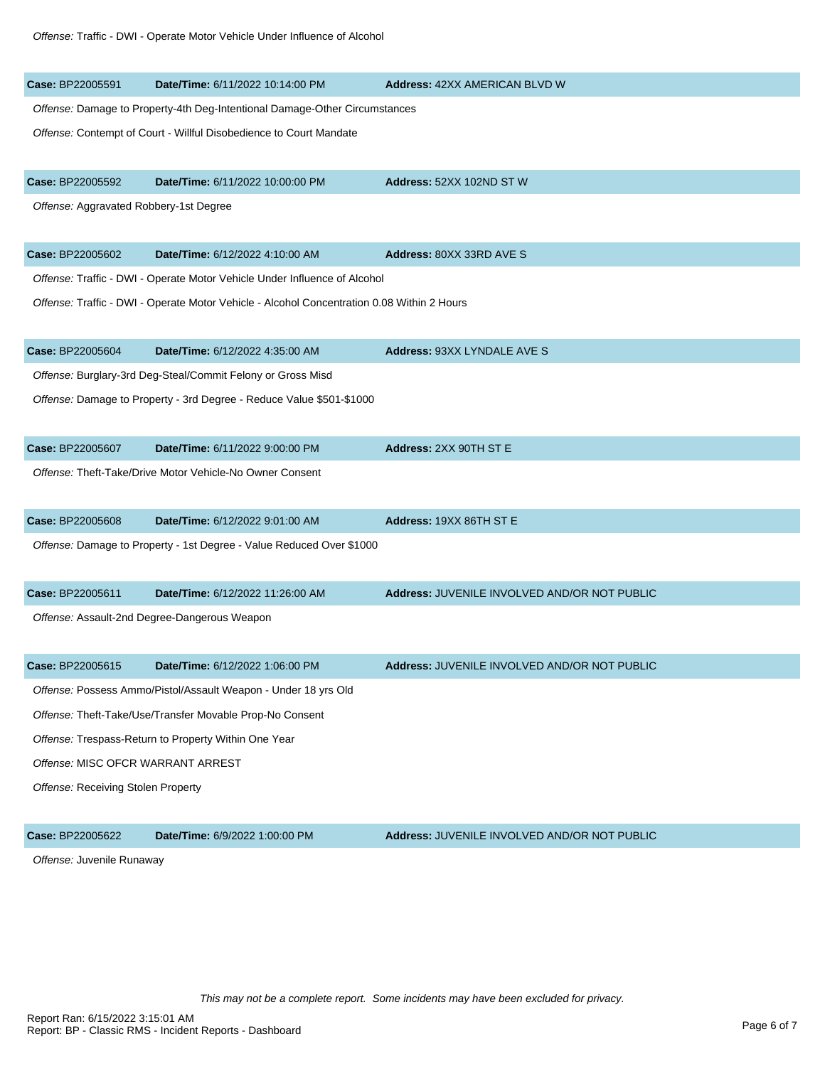*Offense:* Traffic - DWI - Operate Motor Vehicle Under Influence of Alcohol

**Case:** BP22005591 **Date/Time:** 6/11/2022 10:14:00 PM **Address:** 42XX AMERICAN BLVD W

*Offense:* Damage to Property-4th Deg-Intentional Damage-Other Circumstances

*Offense:* Contempt of Court - Willful Disobedience to Court Mandate

**Case:** BP22005592 **Date/Time:** 6/11/2022 10:00:00 PM **Address:** 52XX 102ND ST W

*Offense:* Aggravated Robbery-1st Degree

**Case:** BP22005602 **Date/Time:** 6/12/2022 4:10:00 AM **Address:** 80XX 33RD AVE S

*Offense:* Traffic - DWI - Operate Motor Vehicle Under Influence of Alcohol

*Offense:* Traffic - DWI - Operate Motor Vehicle - Alcohol Concentration 0.08 Within 2 Hours

**Case:** BP22005604 **Date/Time:** 6/12/2022 4:35:00 AM **Address:** 93XX LYNDALE AVE S

*Offense:* Burglary-3rd Deg-Steal/Commit Felony or Gross Misd

*Offense:* Damage to Property - 3rd Degree - Reduce Value $501-$1000

**Case:** BP22005607 **Date/Time:** 6/11/2022 9:00:00 PM **Address:** 2XX 90TH ST E

*Offense:* Theft-Take/Drive Motor Vehicle-No Owner Consent

**Case:** BP22005608 **Date/Time:** 6/12/2022 9:01:00 AM **Address:** 19XX 86TH ST E

*Offense:* Damage to Property - 1st Degree - Value Reduced Over $1000

**Case:** BP22005611 **Date/Time:** 6/12/2022 11:26:00 AM **Address:** JUVENILE INVOLVED AND/OR NOT PUBLIC

*Offense:* Assault-2nd Degree-Dangerous Weapon

**Case:** BP22005615 **Date/Time:** 6/12/2022 1:06:00 PM **Address:** JUVENILE INVOLVED AND/OR NOT PUBLIC

*Offense:* Possess Ammo/Pistol/Assault Weapon - Under 18 yrs Old

*Offense:* Theft-Take/Use/Transfer Movable Prop-No Consent

*Offense:* Trespass-Return to Property Within One Year

*Offense:* MISC OFCR WARRANT ARREST

*Offense:* Receiving Stolen Property

**Case:** BP22005622 **Date/Time:** 6/9/2022 1:00:00 PM **Address:** JUVENILE INVOLVED AND/OR NOT PUBLIC

*Offense:* Juvenile Runaway

*This may not be a complete report. Some incidents may have been excluded for privacy.*

Report Ran: 6/15/2022 3:15:01 AM
Report: BP - Classic RMS - Incident Reports - Dashboard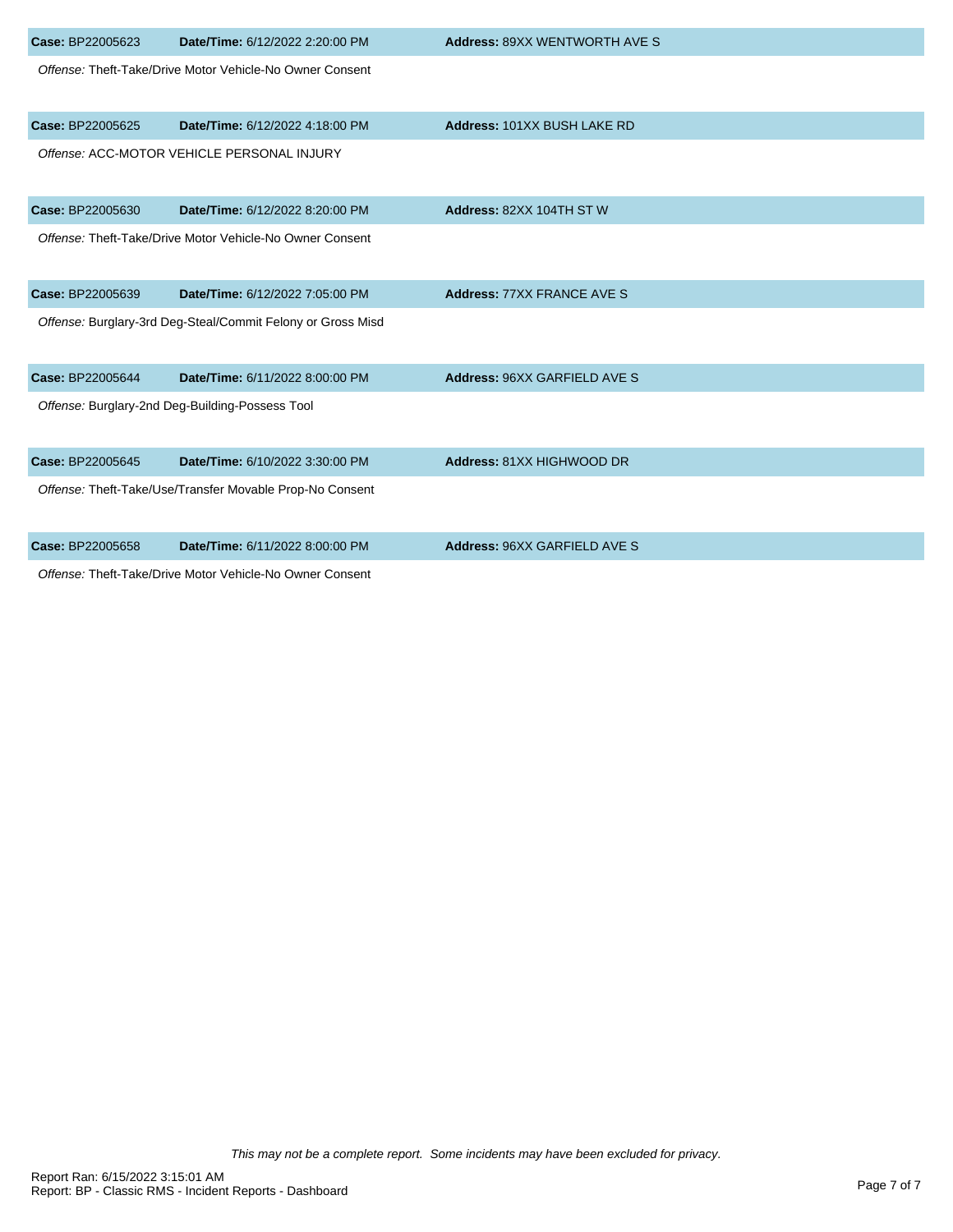**Case:** BP22005623 **Date/Time:** 6/12/2022 2:20:00 PM **Address:** 89XX WENTWORTH AVE S

*Offense:* Theft-Take/Drive Motor Vehicle-No Owner Consent

**Case:** BP22005625 **Date/Time:** 6/12/2022 4:18:00 PM **Address:** 101XX BUSH LAKE RD

*Offense:* ACC-MOTOR VEHICLE PERSONAL INJURY

**Case:** BP22005630 **Date/Time:** 6/12/2022 8:20:00 PM **Address:** 82XX 104TH ST W

*Offense:* Theft-Take/Drive Motor Vehicle-No Owner Consent

**Case:** BP22005639 **Date/Time:** 6/12/2022 7:05:00 PM **Address:** 77XX FRANCE AVE S

*Offense:* Burglary-3rd Deg-Steal/Commit Felony or Gross Misd

**Case:** BP22005644 **Date/Time:** 6/11/2022 8:00:00 PM **Address:** 96XX GARFIELD AVE S

*Offense:* Burglary-2nd Deg-Building-Possess Tool

**Case:** BP22005645 **Date/Time:** 6/10/2022 3:30:00 PM **Address:** 81XX HIGHWOOD DR

*Offense:* Theft-Take/Use/Transfer Movable Prop-No Consent

**Case:** BP22005658 **Date/Time:** 6/11/2022 8:00:00 PM **Address:** 96XX GARFIELD AVE S

*Offense:* Theft-Take/Drive Motor Vehicle-No Owner Consent

*This may not be a complete report. Some incidents may have been excluded for privacy.*

Report Ran: 6/15/2022 3:15:01 AM
Report: BP - Classic RMS - Incident Reports - Dashboard